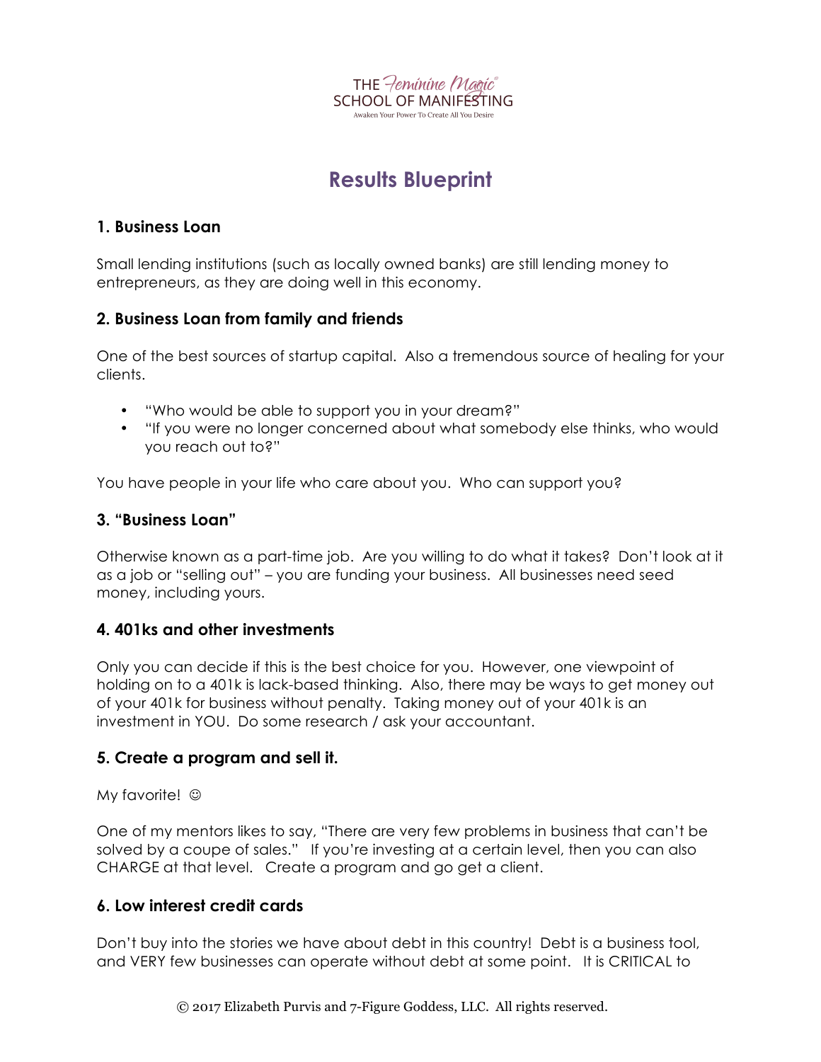THE Feminine Magic® SCHOOL OF MANIFESTING

Awaken Your Power To Create All You Desire

# Results Blueprint

### 1. Business Loan

Small lending institutions (such as locally owned banks) are still lending money to entrepreneurs, as they are doing well in this economy.

### 2. Business Loan from family and friends

One of the best sources of startup capital. Also a tremendous source of healing for your clients.

- "Who would be able to support you in your dream?"
- "If you were no longer concerned about what somebody else thinks, who would you reach out to?"

You have people in your life who care about you. Who can support you?

### 3. "Business Loan"

Otherwise known as a part-time job. Are you willing to do what it takes? Don't look at it as a job or "selling out" – you are funding your business. All businesses need seed money, including yours.

### 4. 401ks and other investments

Only you can decide if this is the best choice for you. However, one viewpoint of holding on to a 401k is lack-based thinking. Also, there may be ways to get money out of your 401k for business without penalty. Taking money out of your 401k is an investment in YOU. Do some research / ask your accountant.

### 5. Create a program and sell it.

My favorite! ☺

One of my mentors likes to say, "There are very few problems in business that can't be solved by a coupe of sales." If you're investing at a certain level, then you can also CHARGE at that level. Create a program and go get a client.

### 6. Low interest credit cards

Don't buy into the stories we have about debt in this country! Debt is a business tool, and VERY few businesses can operate without debt at some point. It is CRITICAL to

© 2017 Elizabeth Purvis and 7-Figure Goddess, LLC. All rights reserved.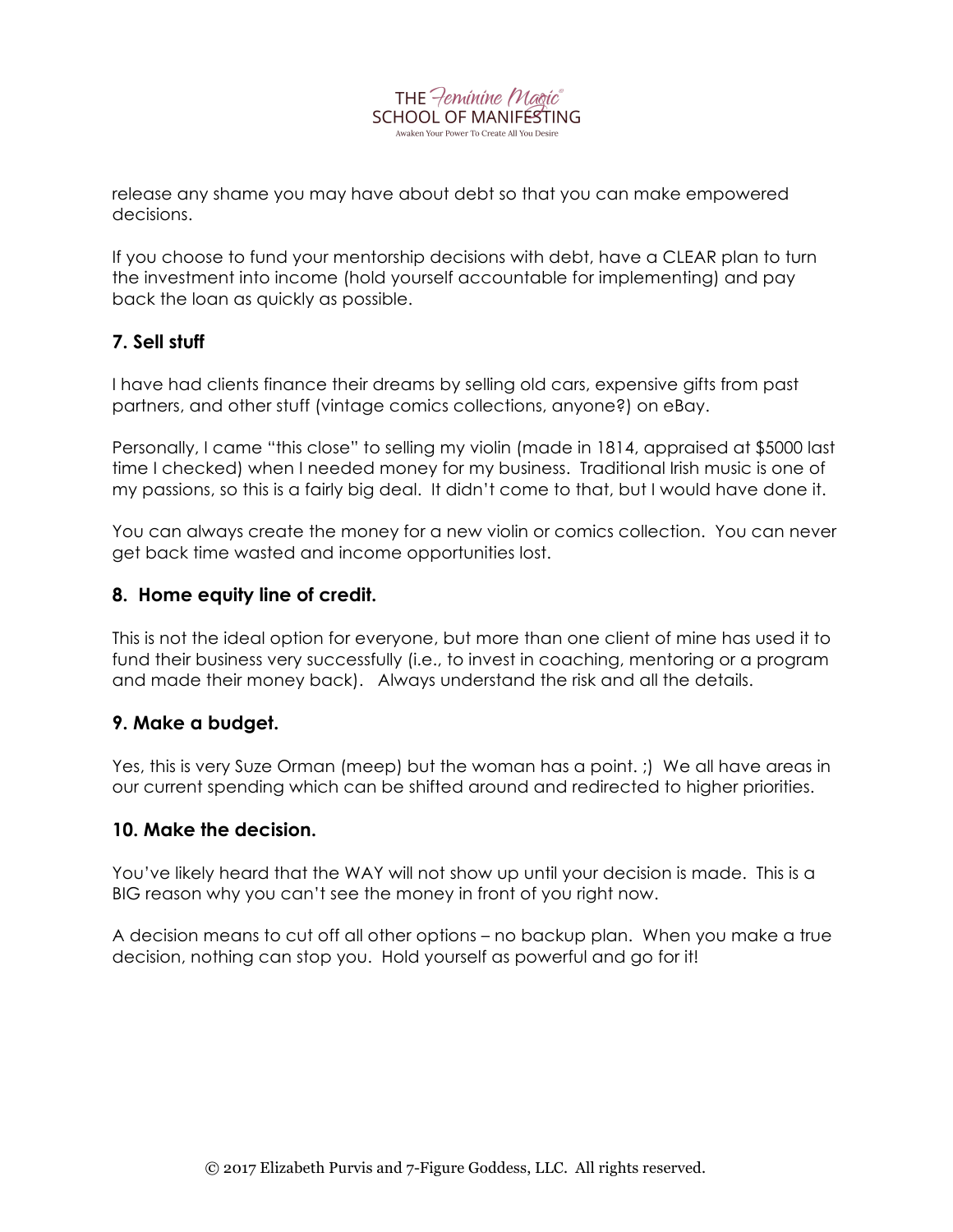release any shame you may have about debt so that you can make empowered decisions.

If you choose to fund your mentorship decisions with debt, have a CLEAR plan to turn the investment into income (hold yourself accountable for implementing) and pay back the loan as quickly as possible.

### 7. Sell stuff

I have had clients finance their dreams by selling old cars, expensive gifts from past partners, and other stuff (vintage comics collections, anyone?) on eBay.

Personally, I came "this close" to selling my violin (made in 1814, appraised at $5000 last time I checked) when I needed money for my business. Traditional Irish music is one of my passions, so this is a fairly big deal. It didn't come to that, but I would have done it.

You can always create the money for a new violin or comics collection. You can never get back time wasted and income opportunities lost.

### 8. Home equity line of credit.

This is not the ideal option for everyone, but more than one client of mine has used it to fund their business very successfully (i.e., to invest in coaching, mentoring or a program and made their money back). Always understand the risk and all the details.

### 9. Make a budget.

Yes, this is very Suze Orman (meep) but the woman has a point. ;) We all have areas in our current spending which can be shifted around and redirected to higher priorities.

### 10. Make the decision.

You've likely heard that the WAY will not show up until your decision is made. This is a BIG reason why you can't see the money in front of you right now.

A decision means to cut off all other options – no backup plan. When you make a true decision, nothing can stop you. Hold yourself as powerful and go for it!

© 2017 Elizabeth Purvis and 7-Figure Goddess, LLC. All rights reserved.